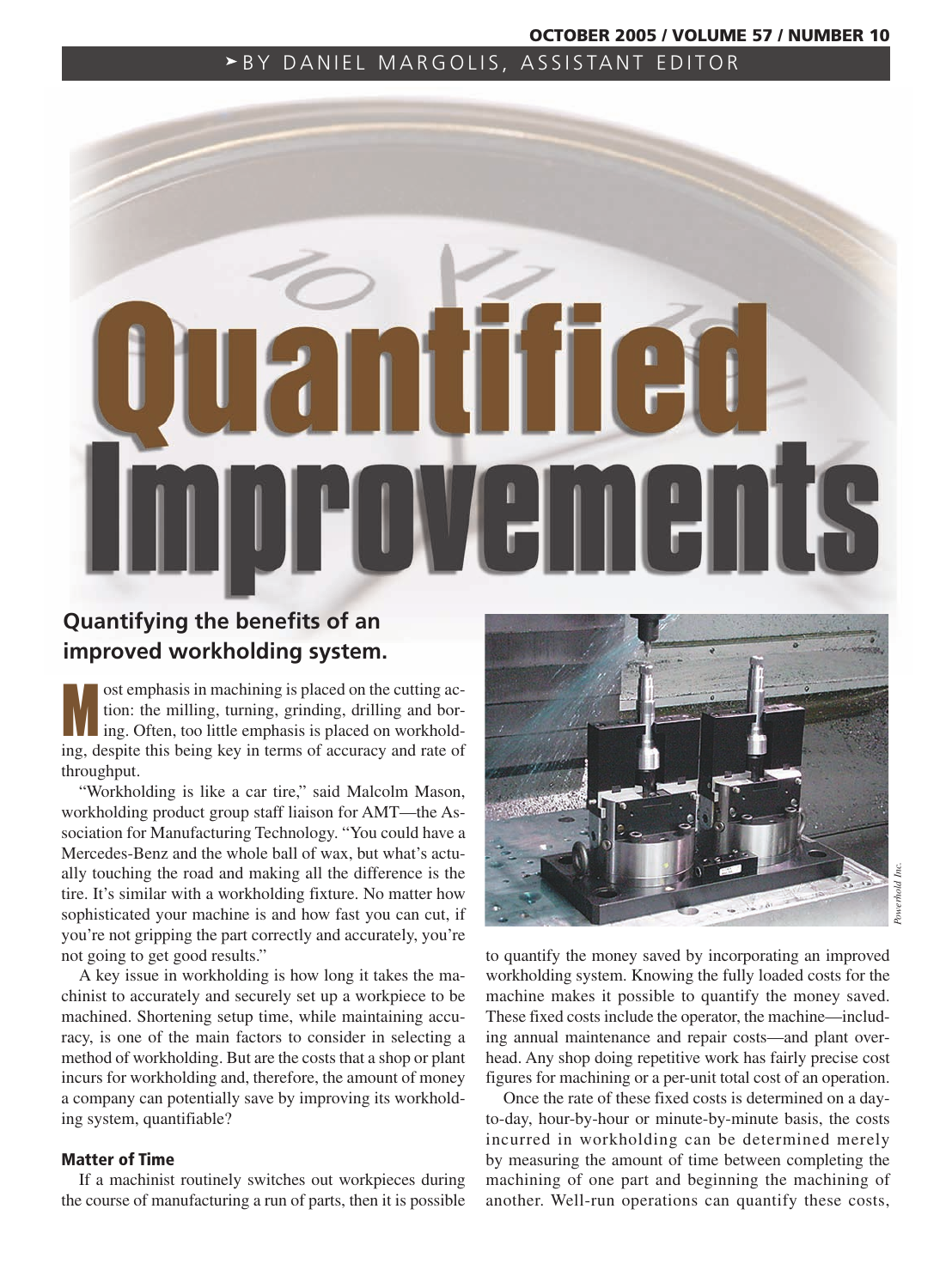BY DANIEL MARGOLIS, ASSISTANT EDITOR

# Quantified Improvements

## Quantifying the benefits of an improved workholding system.

Most emphasis in machining is placed on the cutting action: the milling, turning, grinding, drilling and boring. Often, too little emphasis is placed on workholding, despite this being key in terms of accuracy and rate of throughput.

"Workholding is like a car tire," said Malcolm Mason, workholding product group staff liaison for AMT—the Association for Manufacturing Technology. "You could have a Mercedes-Benz and the whole ball of wax, but what's actually touching the road and making all the difference is the tire. It's similar with a workholding fixture. No matter how sophisticated your machine is and how fast you can cut, if you're not gripping the part correctly and accurately, you're not going to get good results."

A key issue in workholding is how long it takes the machinist to accurately and securely set up a workpiece to be machined. Shortening setup time, while maintaining accuracy, is one of the main factors to consider in selecting a method of workholding. But are the costs that a shop or plant incurs for workholding and, therefore, the amount of money a company can potentially save by improving its workholding system, quantifiable?

### Matter of Time

If a machinist routinely switches out workpieces during the course of manufacturing a run of parts, then it is possible to quantify the money saved by incorporating an improved workholding system. Knowing the fully loaded costs for the machine makes it possible to quantify the money saved. These fixed costs include the operator, the machine—including annual maintenance and repair costs—and plant overhead. Any shop doing repetitive work has fairly precise cost figures for machining or a per-unit total cost of an operation.

*Powerhold Inc.*

Once the rate of these fixed costs is determined on a day-to-day, hour-by-hour or minute-by-minute basis, the costs incurred in workholding can be determined merely by measuring the amount of time between completing the machining of one part and beginning the machining of another. Well-run operations can quantify these costs,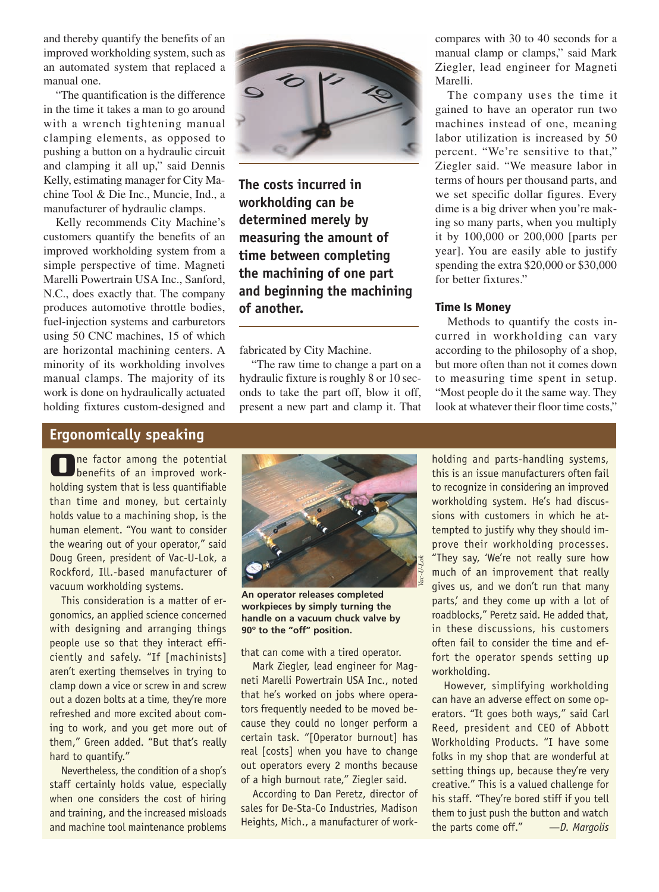and thereby quantify the benefits of an improved workholding system, such as an automated system that replaced a manual one.

"The quantification is the difference in the time it takes a man to go around with a wrench tightening manual clamping elements, as opposed to pushing a button on a hydraulic circuit and clamping it all up," said Dennis Kelly, estimating manager for City Machine Tool & Die Inc., Muncie, Ind., a manufacturer of hydraulic clamps.

Kelly recommends City Machine's customers quantify the benefits of an improved workholding system from a simple perspective of time. Magneti Marelli Powertrain USA Inc., Sanford, N.C., does exactly that. The company produces automotive throttle bodies, fuel-injection systems and carburetors using 50 CNC machines, 15 of which are horizontal machining centers. A minority of its workholding involves manual clamps. The majority of its work is done on hydraulically actuated holding fixtures custom-designed and fabricated by City Machine.

**The costs incurred in workholding can be determined merely by measuring the amount of time between completing the machining of one part and beginning the machining of another.**

"The raw time to change a part on a hydraulic fixture is roughly 8 or 10 seconds to take the part off, blow it off, present a new part and clamp it. That compares with 30 to 40 seconds for a manual clamp or clamps," said Mark Ziegler, lead engineer for Magneti Marelli.

The company uses the time it gained to have an operator run two machines instead of one, meaning labor utilization is increased by 50 percent. "We're sensitive to that," Ziegler said. "We measure labor in terms of hours per thousand parts, and we set specific dollar figures. Every dime is a big driver when you're making so many parts, when you multiply it by 100,000 or 200,000 [parts per year]. You are easily able to justify spending the extra $20,000 or $30,000 for better fixtures."

### Time Is Money

Methods to quantify the costs incurred in workholding can vary according to the philosophy of a shop, but more often than not it comes down to measuring time spent in setup. "Most people do it the same way. They look at whatever their floor time costs,"

## Ergonomically speaking

One factor among the potential benefits of an improved workholding system that is less quantifiable than time and money, but certainly holds value to a machining shop, is the human element. "You want to consider the wearing out of your operator," said Doug Green, president of Vac-U-Lok, a Rockford, Ill.-based manufacturer of vacuum workholding systems.

This consideration is a matter of ergonomics, an applied science concerned with designing and arranging things people use so that they interact efficiently and safely. "If [machinists] aren't exerting themselves in trying to clamp down a vice or screw in and screw out a dozen bolts at a time, they're more refreshed and more excited about coming to work, and you get more out of them," Green added. "But that's really hard to quantify."

Nevertheless, the condition of a shop's staff certainly holds value, especially when one considers the cost of hiring and training, and the increased misloads and machine tool maintenance problems that can come with a tired operator.

**An operator releases completed workpieces by simply turning the handle on a vacuum chuck valve by 90° to the "off" position.**

*Vac-U-Lok*

Mark Ziegler, lead engineer for Magneti Marelli Powertrain USA Inc., noted that he's worked on jobs where operators frequently needed to be moved because they could no longer perform a certain task. "[Operator burnout] has real [costs] when you have to change out operators every 2 months because of a high burnout rate," Ziegler said.

According to Dan Peretz, director of sales for De-Sta-Co Industries, Madison Heights, Mich., a manufacturer of workholding and parts-handling systems, this is an issue manufacturers often fail to recognize in considering an improved workholding system. He's had discussions with customers in which he attempted to justify why they should improve their workholding processes. "They say, 'We're not really sure how much of an improvement that really gives us, and we don't run that many parts,' and they come up with a lot of roadblocks," Peretz said. He added that, in these discussions, his customers often fail to consider the time and effort the operator spends setting up workholding.

However, simplifying workholding can have an adverse effect on some operators. "It goes both ways," said Carl Reed, president and CEO of Abbott Workholding Products. "I have some folks in my shop that are wonderful at setting things up, because they're very creative." This is a valued challenge for his staff. "They're bored stiff if you tell them to just push the button and watch the parts come off." —*D. Margolis*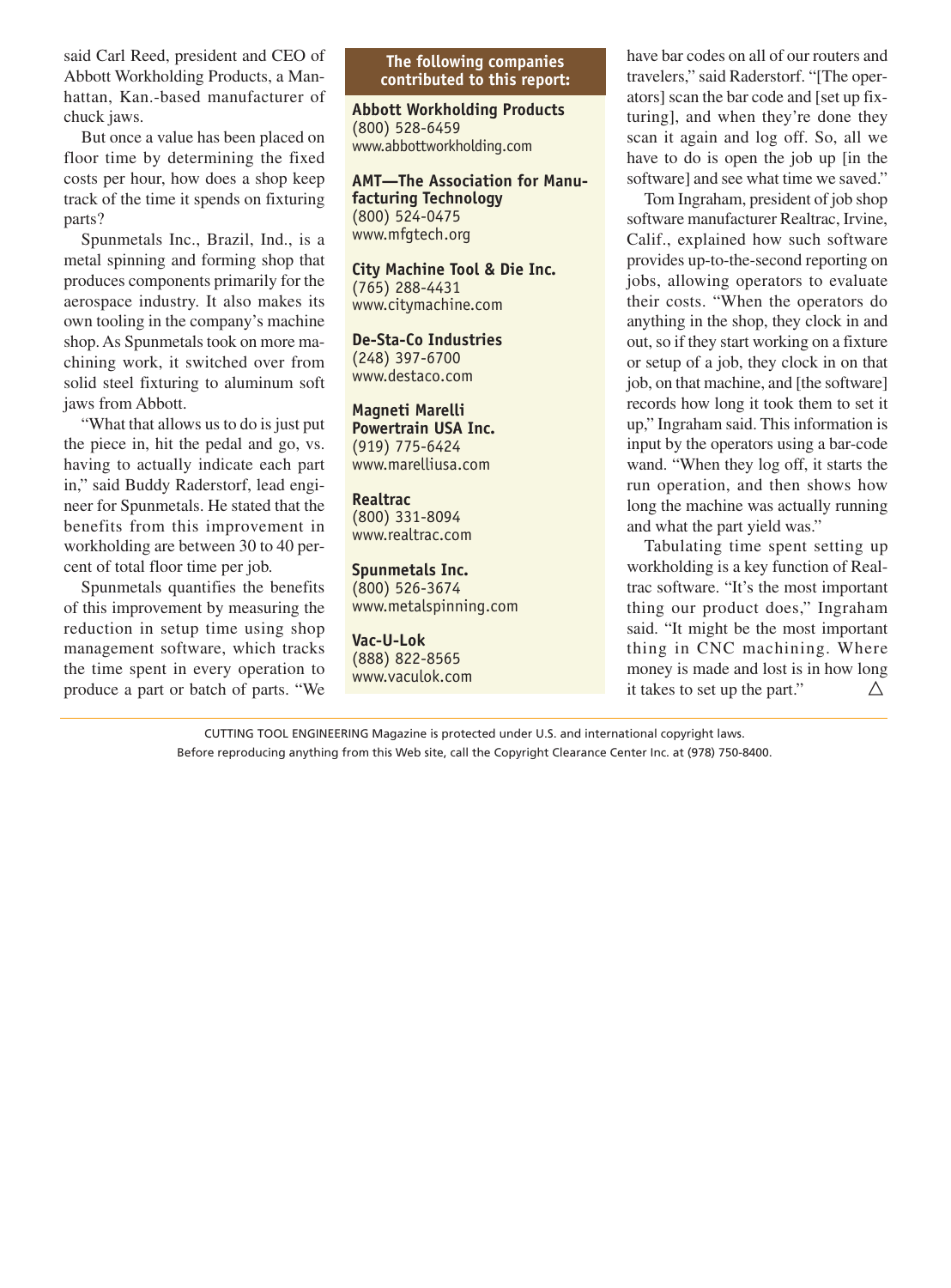said Carl Reed, president and CEO of Abbott Workholding Products, a Manhattan, Kan.-based manufacturer of chuck jaws.

But once a value has been placed on floor time by determining the fixed costs per hour, how does a shop keep track of the time it spends on fixturing parts?

Spunmetals Inc., Brazil, Ind., is a metal spinning and forming shop that produces components primarily for the aerospace industry. It also makes its own tooling in the company's machine shop. As Spunmetals took on more machining work, it switched over from solid steel fixturing to aluminum soft jaws from Abbott.

"What that allows us to do is just put the piece in, hit the pedal and go, vs. having to actually indicate each part in," said Buddy Raderstorf, lead engineer for Spunmetals. He stated that the benefits from this improvement in workholding are between 30 to 40 percent of total floor time per job.

Spunmetals quantifies the benefits of this improvement by measuring the reduction in setup time using shop management software, which tracks the time spent in every operation to produce a part or batch of parts. "We have bar codes on all of our routers and travelers," said Raderstorf. "[The operators] scan the bar code and [set up fixturing], and when they're done they scan it again and log off. So, all we have to do is open the job up [in the software] and see what time we saved."

Tom Ingraham, president of job shop software manufacturer Realtrac, Irvine, Calif., explained how such software provides up-to-the-second reporting on jobs, allowing operators to evaluate their costs. "When the operators do anything in the shop, they clock in and out, so if they start working on a fixture or setup of a job, they clock in on that job, on that machine, and [the software] records how long it took them to set it up," Ingraham said. This information is input by the operators using a bar-code wand. "When they log off, it starts the run operation, and then shows how long the machine was actually running and what the part yield was."

Tabulating time spent setting up workholding is a key function of Realtrac software. "It's the most important thing our product does," Ingraham said. "It might be the most important thing in CNC machining. Where money is made and lost is in how long it takes to set up the part." △

**The following companies contributed to this report:**

**Abbott Workholding Products**
(800) 528-6459
www.abbottworkholding.com

**AMT—The Association for Manufacturing Technology**
(800) 524-0475
www.mfgtech.org

**City Machine Tool & Die Inc.**
(765) 288-4431
www.citymachine.com

**De-Sta-Co Industries**
(248) 397-6700
www.destaco.com

**Magneti Marelli Powertrain USA Inc.**
(919) 775-6424
www.marelliusa.com

**Realtrac**
(800) 331-8094
www.realtrac.com

**Spunmetals Inc.**
(800) 526-3674
www.metalspinning.com

**Vac-U-Lok**
(888) 822-8565
www.vaculok.com

CUTTING TOOL ENGINEERING Magazine is protected under U.S. and international copyright laws.
Before reproducing anything from this Web site, call the Copyright Clearance Center Inc. at (978) 750-8400.